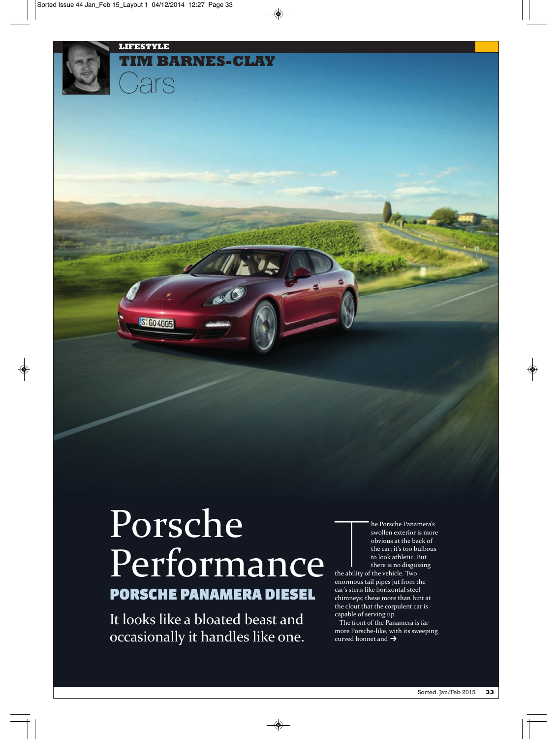LIFESTYLE

TIM BARNES-CLAY

Cars

# Porsche Performance

## PORSCHE PANAMERA DIESEL

It looks like a bloated beast and occasionally it handles like one.

The Porsche Panamera's swollen exterior is more obvious at the back of the car; it's too bulbous to look athletic. But there is no disguising the ability of the vehicle. Two enormous tail pipes jut from the car's stern like horizontal steel chimneys; these more than hint at the clout that the corpulent car is capable of serving up.

The front of the Panamera is far more Porsche-like, with its sweeping curved bonnet and →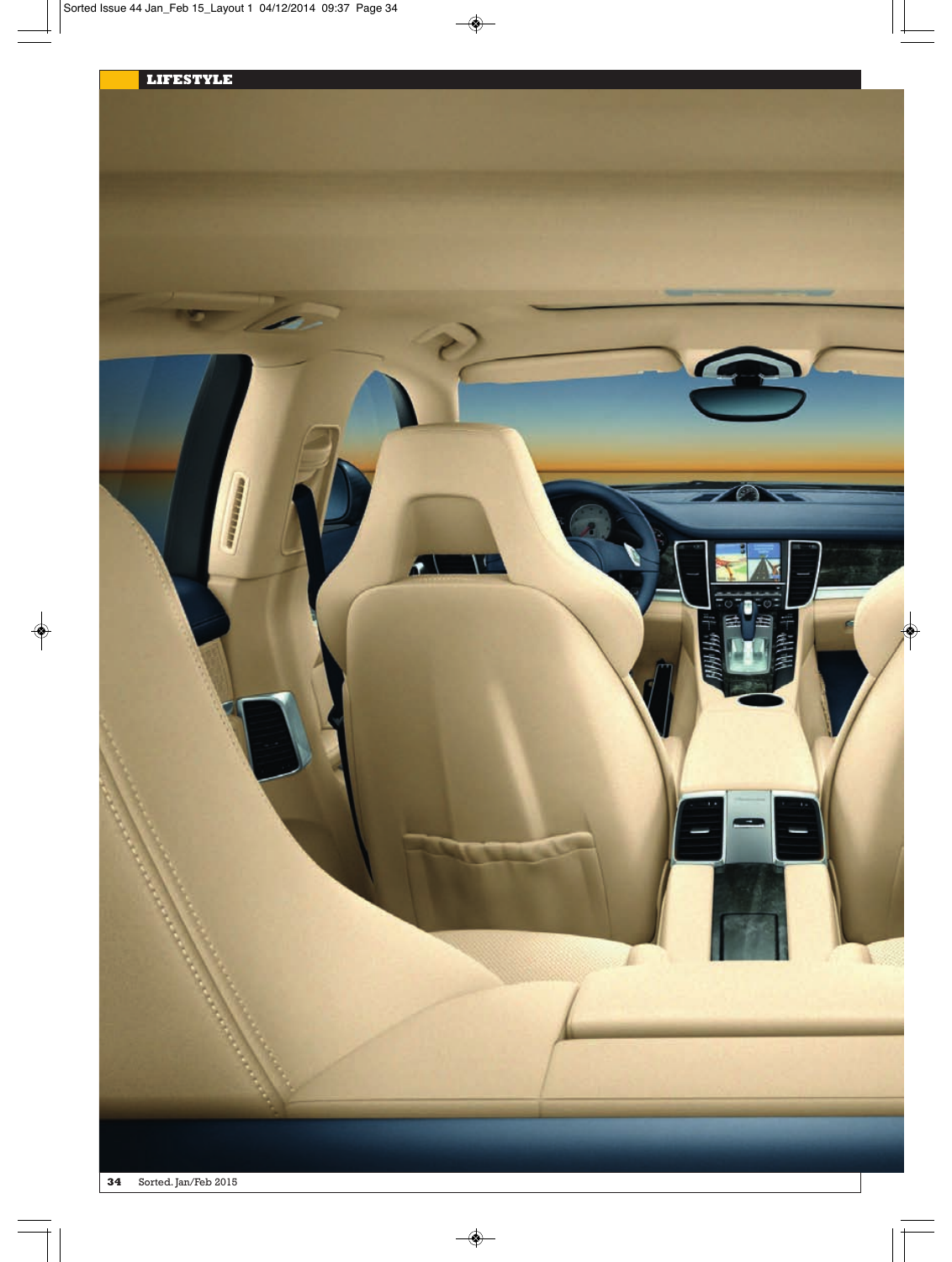LIFESTYLE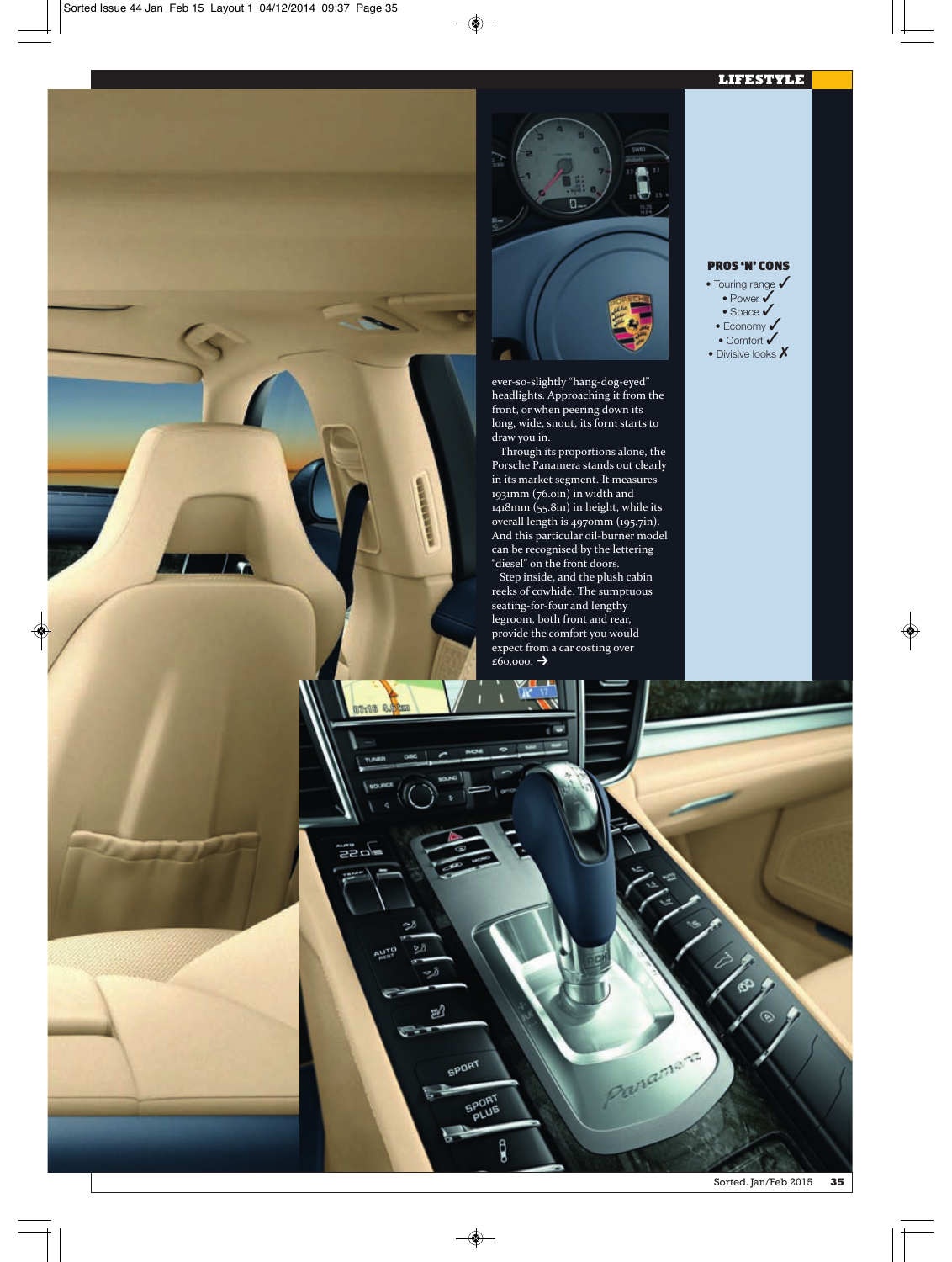ever-so-slightly "hang-dog-eyed" headlights. Approaching it from the front, or when peering down its long, wide, snout, its form starts to draw you in.

Through its proportions alone, the Porsche Panamera stands out clearly in its market segment. It measures 1931mm (76.0in) in width and 1418mm (55.8in) in height, while its overall length is 4970mm (195.7in). And this particular oil-burner model can be recognised by the lettering "diesel" on the front doors.

Step inside, and the plush cabin reeks of cowhide. The sumptuous seating-for-four and lengthy legroom, both front and rear, provide the comfort you would expect from a car costing over £60,000. →

### PROS 'N' CONS

- Touring range ✓
- Power ✓
- Space ✓
- Economy ✓
- Comfort ✓
- Divisive looks ✗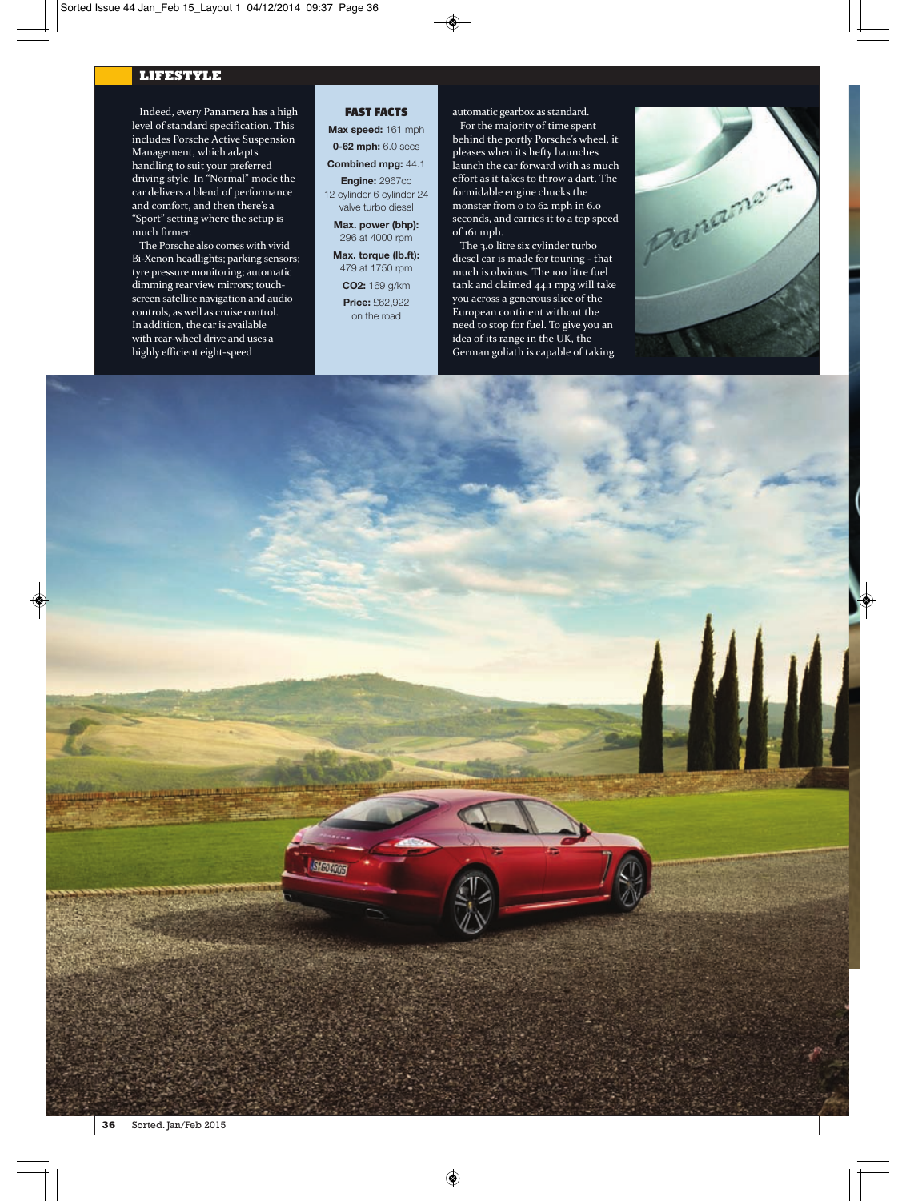## LIFESTYLE

Indeed, every Panamera has a high level of standard specification. This includes Porsche Active Suspension Management, which adapts handling to suit your preferred driving style. In "Normal" mode the car delivers a blend of performance and comfort, and then there's a "Sport" setting where the setup is much firmer.

The Porsche also comes with vivid Bi-Xenon headlights; parking sensors; tyre pressure monitoring; automatic dimming rear view mirrors; touch-screen satellite navigation and audio controls, as well as cruise control. In addition, the car is available with rear-wheel drive and uses a highly efficient eight-speed automatic gearbox as standard.

For the majority of time spent behind the portly Porsche's wheel, it pleases when its hefty haunches launch the car forward with as much effort as it takes to throw a dart. The formidable engine chucks the monster from 0 to 62 mph in 6.0 seconds, and carries it to a top speed of 161 mph.

The 3.0 litre six cylinder turbo diesel car is made for touring - that much is obvious. The 100 litre fuel tank and claimed 44.1 mpg will take you across a generous slice of the European continent without the need to stop for fuel. To give you an idea of its range in the UK, the German goliath is capable of taking

### FAST FACTS

**Max speed:** 161 mph

**0-62 mph:** 6.0 secs

**Combined mpg:** 44.1

**Engine:** 2967cc 12 cylinder 6 cylinder 24 valve turbo diesel

**Max. power (bhp):** 296 at 4000 rpm

**Max. torque (lb.ft):** 479 at 1750 rpm

**CO2:** 169 g/km

**Price:** £62,922 on the road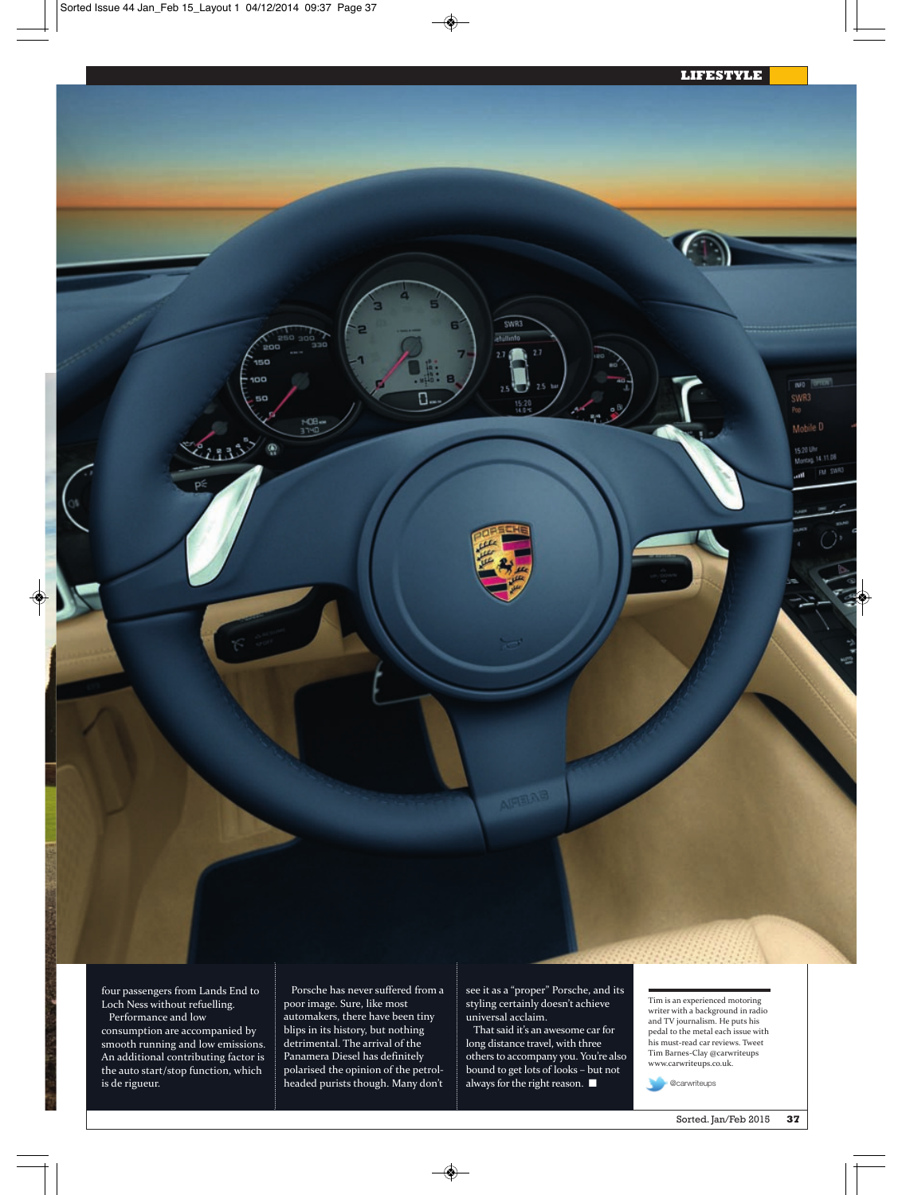four passengers from Lands End to Loch Ness without refuelling.

Performance and low consumption are accompanied by smooth running and low emissions. An additional contributing factor is the auto start/stop function, which is de rigueur.

Porsche has never suffered from a poor image. Sure, like most automakers, there have been tiny blips in its history, but nothing detrimental. The arrival of the Panamera Diesel has definitely polarised the opinion of the petrol-headed purists though. Many don't see it as a "proper" Porsche, and its styling certainly doesn't achieve universal acclaim.

That said it's an awesome car for long distance travel, with three others to accompany you. You're also bound to get lots of looks – but not always for the right reason. ■

Tim is an experienced motoring writer with a background in radio and TV journalism. He puts his pedal to the metal each issue with his must-read car reviews. Tweet Tim Barnes-Clay @carwriteups www.carwriteups.co.uk.

@carwriteups